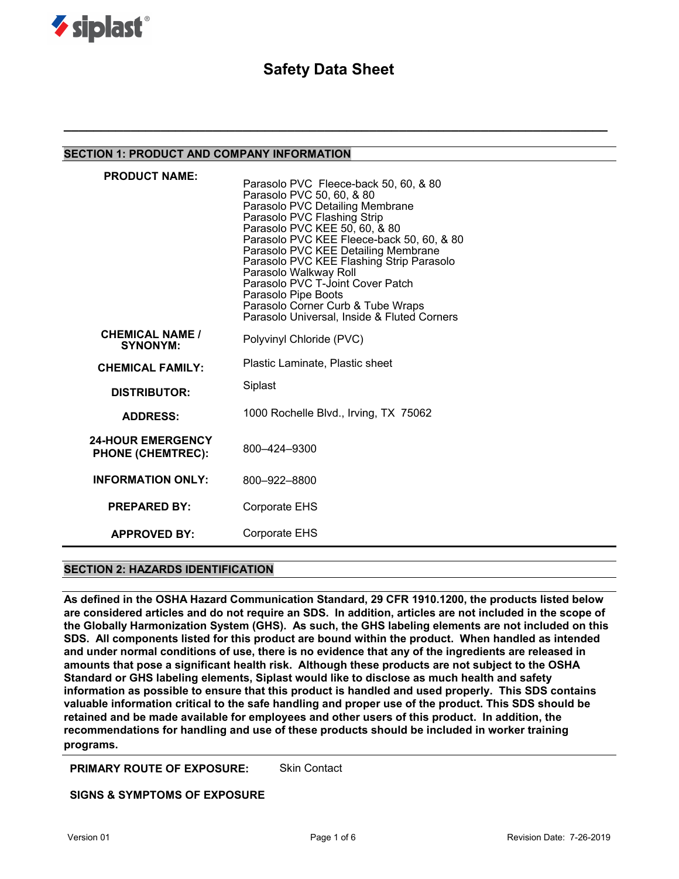siplast®

# Safety Data Sheet

## SECTION 1: PRODUCT AND COMPANY INFORMATION

| | |
|---|---|
| **PRODUCT NAME:** | Parasolo PVC Fleece-back 50, 60, & 80<br>Parasolo PVC 50, 60, & 80<br>Parasolo PVC Detailing Membrane<br>Parasolo PVC Flashing Strip<br>Parasolo PVC KEE 50, 60, & 80<br>Parasolo PVC KEE Fleece-back 50, 60, & 80<br>Parasolo PVC KEE Detailing Membrane<br>Parasolo PVC KEE Flashing Strip Parasolo<br>Parasolo Walkway Roll<br>Parasolo PVC T-Joint Cover Patch<br>Parasolo Pipe Boots<br>Parasolo Corner Curb & Tube Wraps<br>Parasolo Universal, Inside & Fluted Corners |
| **CHEMICAL NAME / SYNONYM:** | Polyvinyl Chloride (PVC) |
| **CHEMICAL FAMILY:** | Plastic Laminate, Plastic sheet |
| **DISTRIBUTOR:** | Siplast |
| **ADDRESS:** | 1000 Rochelle Blvd., Irving, TX 75062 |
| **24-HOUR EMERGENCY PHONE (CHEMTREC):** | 800–424–9300 |
| **INFORMATION ONLY:** | 800–922–8800 |
| **PREPARED BY:** | Corporate EHS |
| **APPROVED BY:** | Corporate EHS |

## SECTION 2: HAZARDS IDENTIFICATION

**As defined in the OSHA Hazard Communication Standard, 29 CFR 1910.1200, the products listed below are considered articles and do not require an SDS. In addition, articles are not included in the scope of the Globally Harmonization System (GHS). As such, the GHS labeling elements are not included on this SDS. All components listed for this product are bound within the product. When handled as intended and under normal conditions of use, there is no evidence that any of the ingredients are released in amounts that pose a significant health risk. Although these products are not subject to the OSHA Standard or GHS labeling elements, Siplast would like to disclose as much health and safety information as possible to ensure that this product is handled and used properly. This SDS contains valuable information critical to the safe handling and proper use of the product. This SDS should be retained and be made available for employees and other users of this product. In addition, the recommendations for handling and use of these products should be included in worker training programs.**

**PRIMARY ROUTE OF EXPOSURE:** Skin Contact

**SIGNS & SYMPTOMS OF EXPOSURE**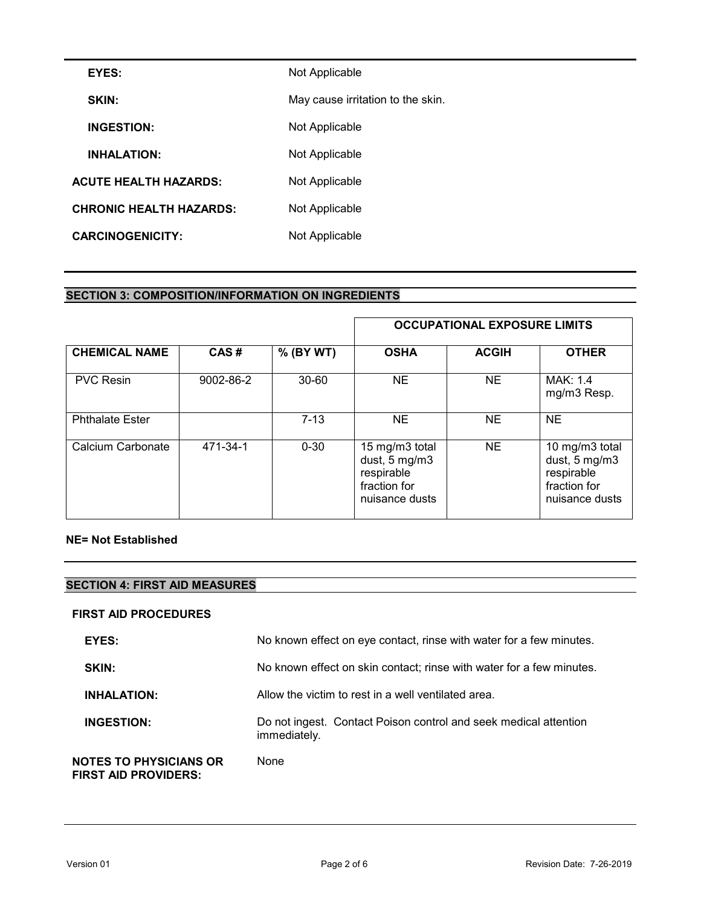**EYES:** Not Applicable

**SKIN:** May cause irritation to the skin.

**INGESTION:** Not Applicable

**INHALATION:** Not Applicable

**ACUTE HEALTH HAZARDS:** Not Applicable

**CHRONIC HEALTH HAZARDS:** Not Applicable

**CARCINOGENICITY:** Not Applicable

## SECTION 3: COMPOSITION/INFORMATION ON INGREDIENTS

| | | | OCCUPATIONAL EXPOSURE LIMITS | | |
|---|---|---|---|---|---|
| **CHEMICAL NAME** | **CAS #** | **% (BY WT)** | **OSHA** | **ACGIH** | **OTHER** |
| PVC Resin | 9002-86-2 | 30-60 | NE | NE | MAK: 1.4 mg/m3 Resp. |
| Phthalate Ester | | 7-13 | NE | NE | NE |
| Calcium Carbonate | 471-34-1 | 0-30 | 15 mg/m3 total dust, 5 mg/m3 respirable fraction for nuisance dusts | NE | 10 mg/m3 total dust, 5 mg/m3 respirable fraction for nuisance dusts |

**NE= Not Established**

## SECTION 4: FIRST AID MEASURES

**FIRST AID PROCEDURES**

**EYES:** No known effect on eye contact, rinse with water for a few minutes.

**SKIN:** No known effect on skin contact; rinse with water for a few minutes.

**INHALATION:** Allow the victim to rest in a well ventilated area.

**INGESTION:** Do not ingest. Contact Poison control and seek medical attention immediately.

**NOTES TO PHYSICIANS OR FIRST AID PROVIDERS:** None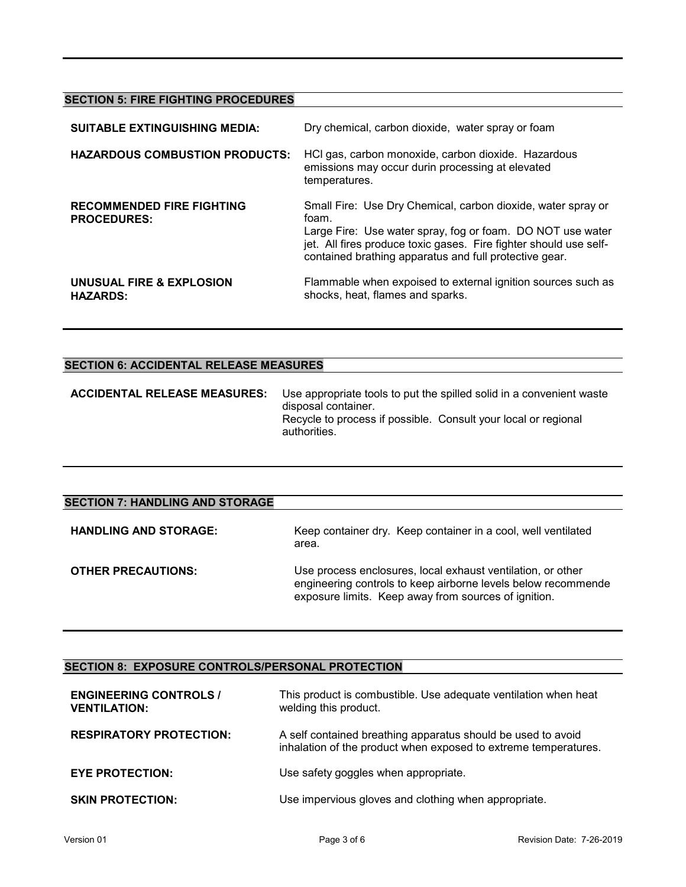## SECTION 5: FIRE FIGHTING PROCEDURES

**SUITABLE EXTINGUISHING MEDIA:** Dry chemical, carbon dioxide, water spray or foam

**HAZARDOUS COMBUSTION PRODUCTS:** HCl gas, carbon monoxide, carbon dioxide. Hazardous emissions may occur durin processing at elevated temperatures.

**RECOMMENDED FIRE FIGHTING PROCEDURES:** Small Fire: Use Dry Chemical, carbon dioxide, water spray or foam.
Large Fire: Use water spray, fog or foam. DO NOT use water jet. All fires produce toxic gases. Fire fighter should use self-contained brathing apparatus and full protective gear.

**UNUSUAL FIRE & EXPLOSION HAZARDS:** Flammable when expoised to external ignition sources such as shocks, heat, flames and sparks.

## SECTION 6: ACCIDENTAL RELEASE MEASURES

**ACCIDENTAL RELEASE MEASURES:** Use appropriate tools to put the spilled solid in a convenient waste disposal container.
Recycle to process if possible. Consult your local or regional authorities.

## SECTION 7: HANDLING AND STORAGE

**HANDLING AND STORAGE:** Keep container dry. Keep container in a cool, well ventilated area.

**OTHER PRECAUTIONS:** Use process enclosures, local exhaust ventilation, or other engineering controls to keep airborne levels below recommende exposure limits. Keep away from sources of ignition.

## SECTION 8: EXPOSURE CONTROLS/PERSONAL PROTECTION

**ENGINEERING CONTROLS / VENTILATION:** This product is combustible. Use adequate ventilation when heat welding this product.

**RESPIRATORY PROTECTION:** A self contained breathing apparatus should be used to avoid inhalation of the product when exposed to extreme temperatures.

**EYE PROTECTION:** Use safety goggles when appropriate.

**SKIN PROTECTION:** Use impervious gloves and clothing when appropriate.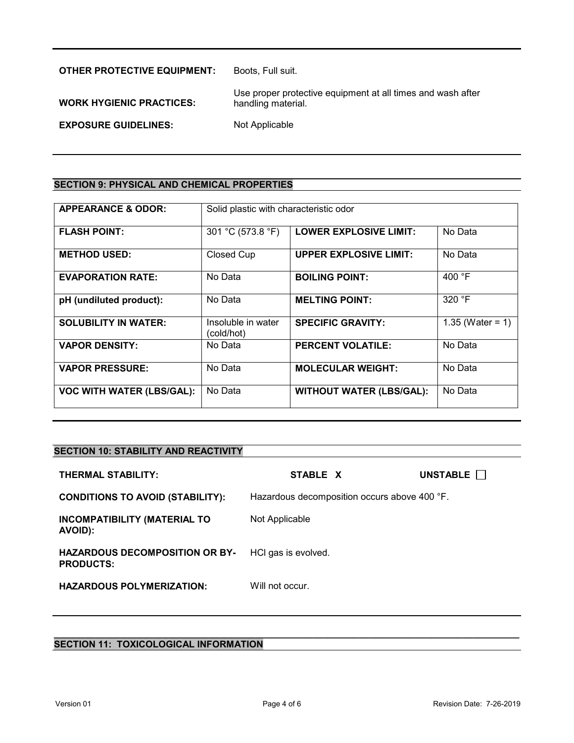**OTHER PROTECTIVE EQUIPMENT:** Boots, Full suit.

**WORK HYGIENIC PRACTICES:** Use proper protective equipment at all times and wash after handling material.

**EXPOSURE GUIDELINES:** Not Applicable

## SECTION 9: PHYSICAL AND CHEMICAL PROPERTIES

| **APPEARANCE & ODOR:** | Solid plastic with characteristic odor | | |
|---|---|---|---|
| **FLASH POINT:** | 301 °C (573.8 °F) | **LOWER EXPLOSIVE LIMIT:** | No Data |
| **METHOD USED:** | Closed Cup | **UPPER EXPLOSIVE LIMIT:** | No Data |
| **EVAPORATION RATE:** | No Data | **BOILING POINT:** | 400 °F |
| **pH (undiluted product):** | No Data | **MELTING POINT:** | 320 °F |
| **SOLUBILITY IN WATER:** | Insoluble in water (cold/hot) | **SPECIFIC GRAVITY:** | 1.35 (Water = 1) |
| **VAPOR DENSITY:** | No Data | **PERCENT VOLATILE:** | No Data |
| **VAPOR PRESSURE:** | No Data | **MOLECULAR WEIGHT:** | No Data |
| **VOC WITH WATER (LBS/GAL):** | No Data | **WITHOUT WATER (LBS/GAL):** | No Data |

## SECTION 10: STABILITY AND REACTIVITY

**THERMAL STABILITY:** **STABLE X** **UNSTABLE ☐**

**CONDITIONS TO AVOID (STABILITY):** Hazardous decomposition occurs above 400 °F.

**INCOMPATIBILITY (MATERIAL TO AVOID):** Not Applicable

**HAZARDOUS DECOMPOSITION OR BY-PRODUCTS:** HCl gas is evolved.

**HAZARDOUS POLYMERIZATION:** Will not occur.

## SECTION 11: TOXICOLOGICAL INFORMATION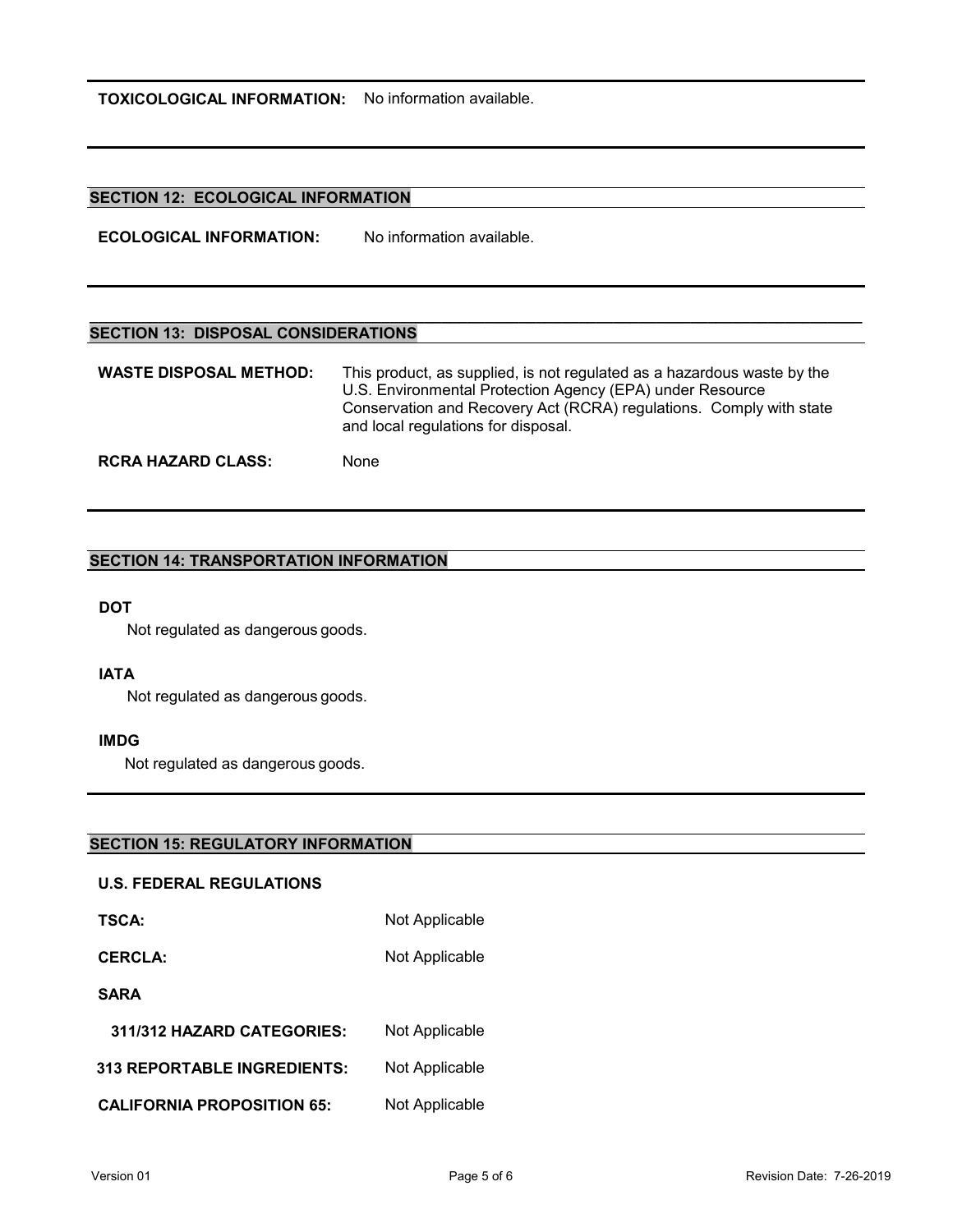**TOXICOLOGICAL INFORMATION:** No information available.

## SECTION 12: ECOLOGICAL INFORMATION

**ECOLOGICAL INFORMATION:** No information available.

## SECTION 13: DISPOSAL CONSIDERATIONS

**WASTE DISPOSAL METHOD:** This product, as supplied, is not regulated as a hazardous waste by the U.S. Environmental Protection Agency (EPA) under Resource Conservation and Recovery Act (RCRA) regulations. Comply with state and local regulations for disposal.

**RCRA HAZARD CLASS:** None

## SECTION 14: TRANSPORTATION INFORMATION

**DOT**

Not regulated as dangerous goods.

**IATA**

Not regulated as dangerous goods.

**IMDG**

Not regulated as dangerous goods.

## SECTION 15: REGULATORY INFORMATION

**U.S. FEDERAL REGULATIONS**

**TSCA:** Not Applicable

**CERCLA:** Not Applicable

**SARA**

**311/312 HAZARD CATEGORIES:** Not Applicable

**313 REPORTABLE INGREDIENTS:** Not Applicable

**CALIFORNIA PROPOSITION 65:** Not Applicable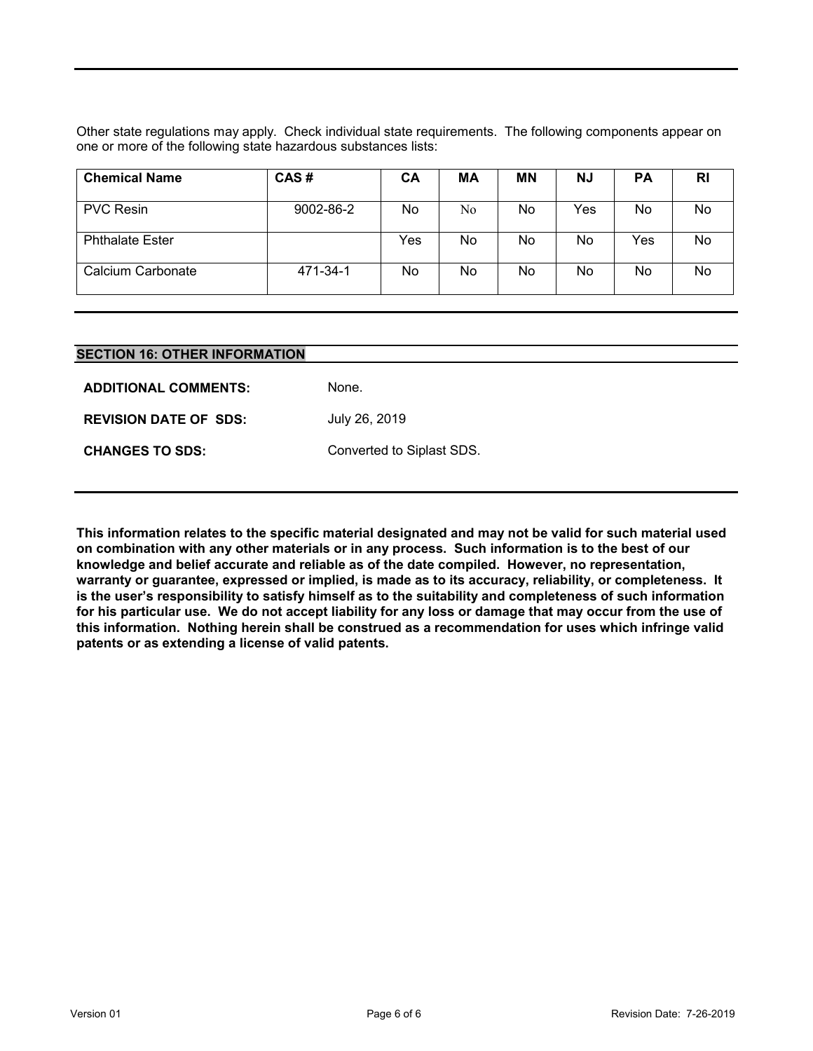Other state regulations may apply. Check individual state requirements. The following components appear on one or more of the following state hazardous substances lists:

| Chemical Name | CAS # | CA | MA | MN | NJ | PA | RI |
|---|---|---|---|---|---|---|---|
| PVC Resin | 9002-86-2 | No | No | No | Yes | No | No |
| Phthalate Ester | | Yes | No | No | No | Yes | No |
| Calcium Carbonate | 471-34-1 | No | No | No | No | No | No |

## SECTION 16: OTHER INFORMATION

**ADDITIONAL COMMENTS:** None.

**REVISION DATE OF SDS:** July 26, 2019

**CHANGES TO SDS:** Converted to Siplast SDS.

**This information relates to the specific material designated and may not be valid for such material used on combination with any other materials or in any process. Such information is to the best of our knowledge and belief accurate and reliable as of the date compiled. However, no representation, warranty or guarantee, expressed or implied, is made as to its accuracy, reliability, or completeness. It is the user's responsibility to satisfy himself as to the suitability and completeness of such information for his particular use. We do not accept liability for any loss or damage that may occur from the use of this information. Nothing herein shall be construed as a recommendation for uses which infringe valid patents or as extending a license of valid patents.**